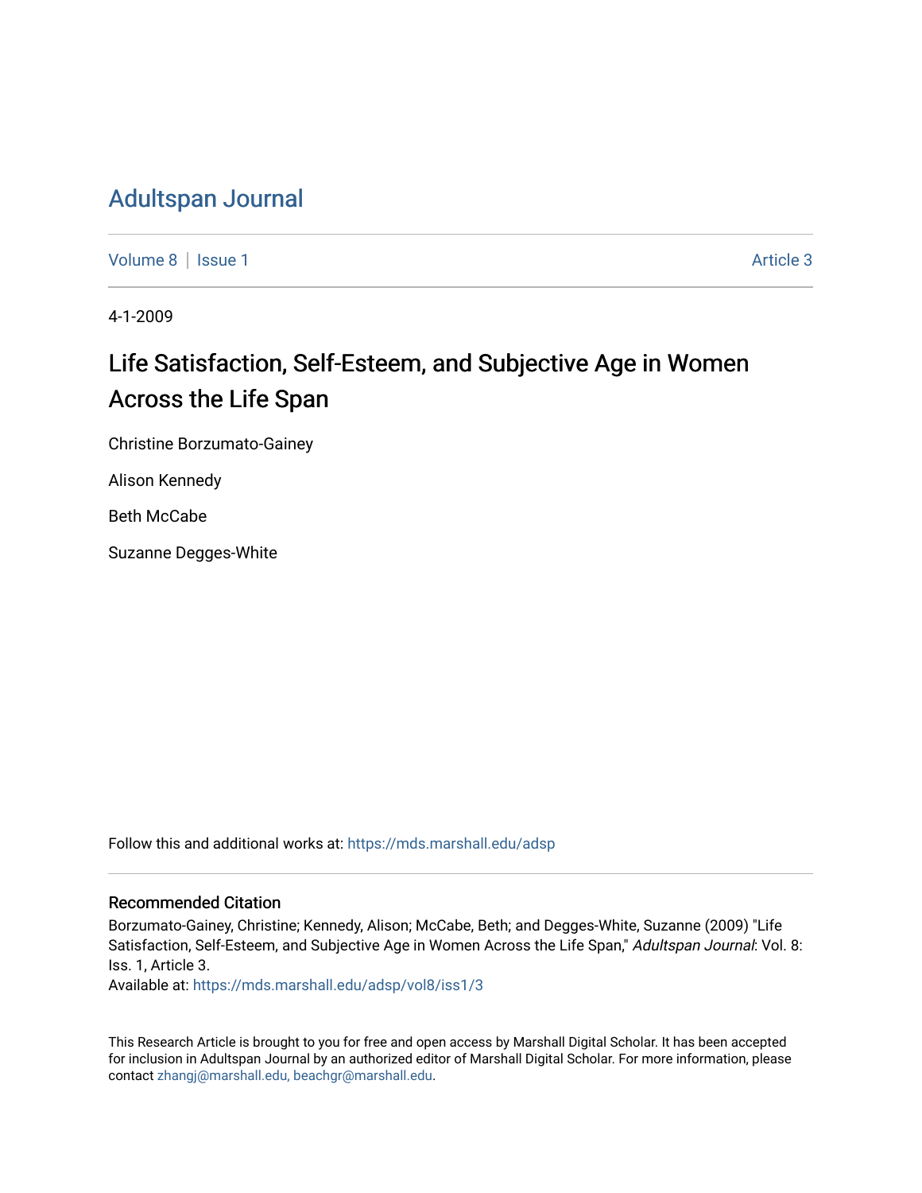# Adultspan Journal

Volume 8 | Issue 1 Article 3

4-1-2009

## Life Satisfaction, Self-Esteem, and Subjective Age in Women Across the Life Span

Christine Borzumato-Gainey

Alison Kennedy

Beth McCabe

Suzanne Degges-White

Follow this and additional works at: https://mds.marshall.edu/adsp

### Recommended Citation

Borzumato-Gainey, Christine; Kennedy, Alison; McCabe, Beth; and Degges-White, Suzanne (2009) "Life Satisfaction, Self-Esteem, and Subjective Age in Women Across the Life Span," *Adultspan Journal*: Vol. 8: Iss. 1, Article 3.
Available at: https://mds.marshall.edu/adsp/vol8/iss1/3

This Research Article is brought to you for free and open access by Marshall Digital Scholar. It has been accepted for inclusion in Adultspan Journal by an authorized editor of Marshall Digital Scholar. For more information, please contact zhangj@marshall.edu, beachgr@marshall.edu.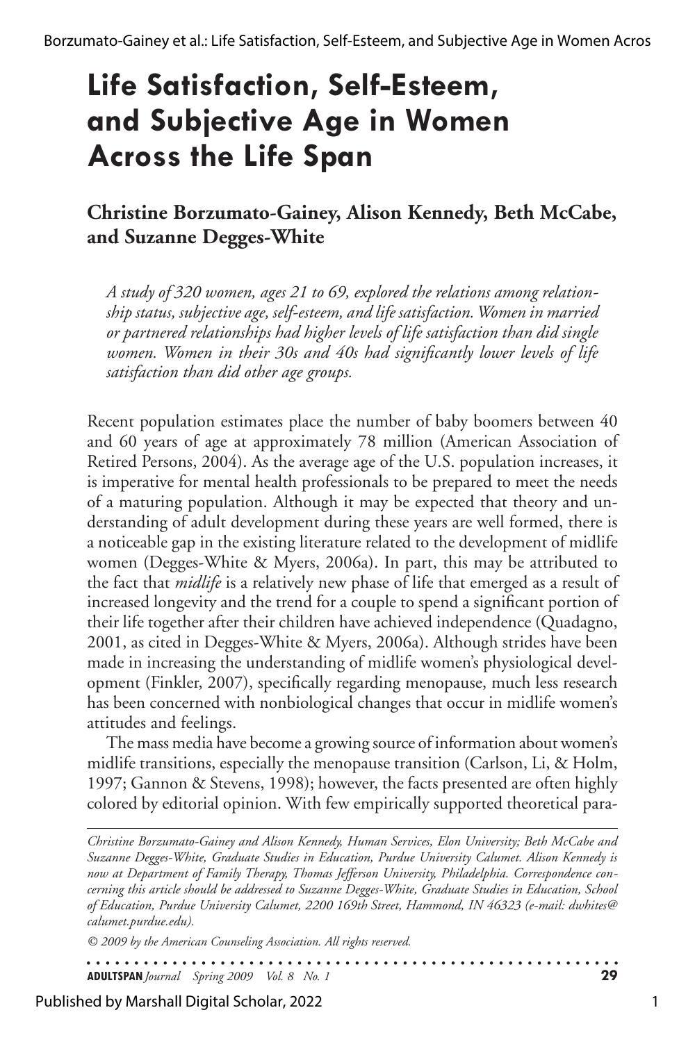# Life Satisfaction, Self-Esteem, and Subjective Age in Women Across the Life Span

**Christine Borzumato-Gainey, Alison Kennedy, Beth McCabe, and Suzanne Degges-White**

*A study of 320 women, ages 21 to 69, explored the relations among relationship status, subjective age, self-esteem, and life satisfaction. Women in married or partnered relationships had higher levels of life satisfaction than did single women. Women in their 30s and 40s had significantly lower levels of life satisfaction than did other age groups.*

Recent population estimates place the number of baby boomers between 40 and 60 years of age at approximately 78 million (American Association of Retired Persons, 2004). As the average age of the U.S. population increases, it is imperative for mental health professionals to be prepared to meet the needs of a maturing population. Although it may be expected that theory and understanding of adult development during these years are well formed, there is a noticeable gap in the existing literature related to the development of midlife women (Degges-White & Myers, 2006a). In part, this may be attributed to the fact that *midlife* is a relatively new phase of life that emerged as a result of increased longevity and the trend for a couple to spend a significant portion of their life together after their children have achieved independence (Quadagno, 2001, as cited in Degges-White & Myers, 2006a). Although strides have been made in increasing the understanding of midlife women's physiological development (Finkler, 2007), specifically regarding menopause, much less research has been concerned with nonbiological changes that occur in midlife women's attitudes and feelings.

The mass media have become a growing source of information about women's midlife transitions, especially the menopause transition (Carlson, Li, & Holm, 1997; Gannon & Stevens, 1998); however, the facts presented are often highly colored by editorial opinion. With few empirically supported theoretical para-

---

*Christine Borzumato-Gainey and Alison Kennedy, Human Services, Elon University; Beth McCabe and Suzanne Degges-White, Graduate Studies in Education, Purdue University Calumet. Alison Kennedy is now at Department of Family Therapy, Thomas Jefferson University, Philadelphia. Correspondence concerning this article should be addressed to Suzanne Degges-White, Graduate Studies in Education, School of Education, Purdue University Calumet, 2200 169th Street, Hammond, IN 46323 (e-mail: dwhites@calumet.purdue.edu).*

*© 2009 by the American Counseling Association. All rights reserved.*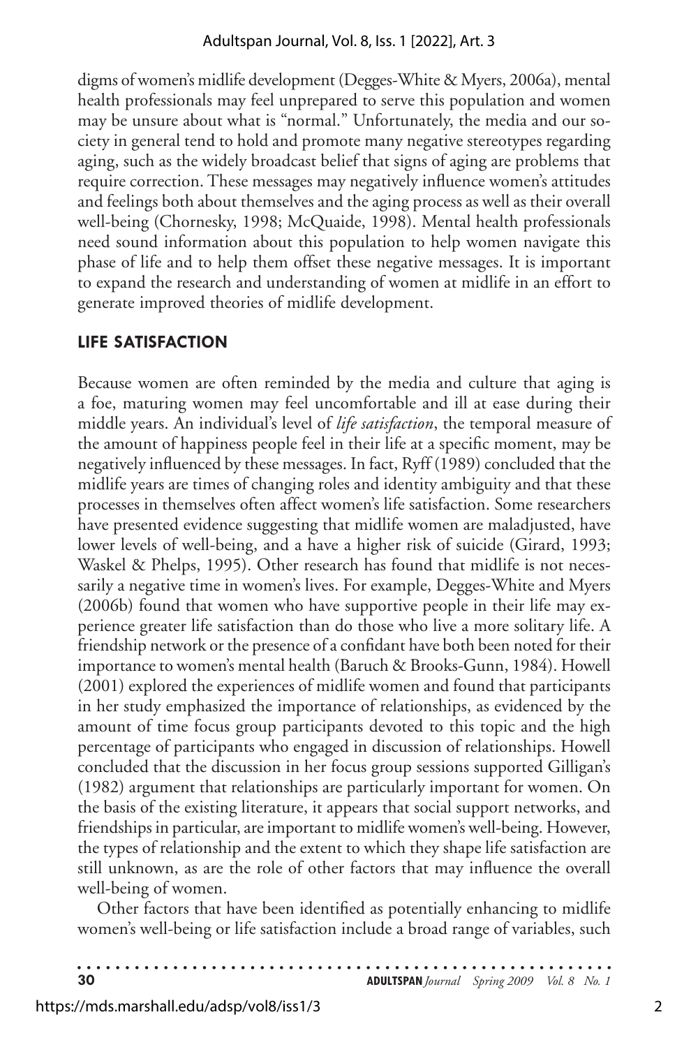digms of women's midlife development (Degges-White & Myers, 2006a), mental health professionals may feel unprepared to serve this population and women may be unsure about what is "normal." Unfortunately, the media and our society in general tend to hold and promote many negative stereotypes regarding aging, such as the widely broadcast belief that signs of aging are problems that require correction. These messages may negatively influence women's attitudes and feelings both about themselves and the aging process as well as their overall well-being (Chornesky, 1998; McQuaide, 1998). Mental health professionals need sound information about this population to help women navigate this phase of life and to help them offset these negative messages. It is important to expand the research and understanding of women at midlife in an effort to generate improved theories of midlife development.

## LIFE SATISFACTION

Because women are often reminded by the media and culture that aging is a foe, maturing women may feel uncomfortable and ill at ease during their middle years. An individual's level of *life satisfaction*, the temporal measure of the amount of happiness people feel in their life at a specific moment, may be negatively influenced by these messages. In fact, Ryff (1989) concluded that the midlife years are times of changing roles and identity ambiguity and that these processes in themselves often affect women's life satisfaction. Some researchers have presented evidence suggesting that midlife women are maladjusted, have lower levels of well-being, and a have a higher risk of suicide (Girard, 1993; Waskel & Phelps, 1995). Other research has found that midlife is not necessarily a negative time in women's lives. For example, Degges-White and Myers (2006b) found that women who have supportive people in their life may experience greater life satisfaction than do those who live a more solitary life. A friendship network or the presence of a confidant have both been noted for their importance to women's mental health (Baruch & Brooks-Gunn, 1984). Howell (2001) explored the experiences of midlife women and found that participants in her study emphasized the importance of relationships, as evidenced by the amount of time focus group participants devoted to this topic and the high percentage of participants who engaged in discussion of relationships. Howell concluded that the discussion in her focus group sessions supported Gilligan's (1982) argument that relationships are particularly important for women. On the basis of the existing literature, it appears that social support networks, and friendships in particular, are important to midlife women's well-being. However, the types of relationship and the extent to which they shape life satisfaction are still unknown, as are the role of other factors that may influence the overall well-being of women.

Other factors that have been identified as potentially enhancing to midlife women's well-being or life satisfaction include a broad range of variables, such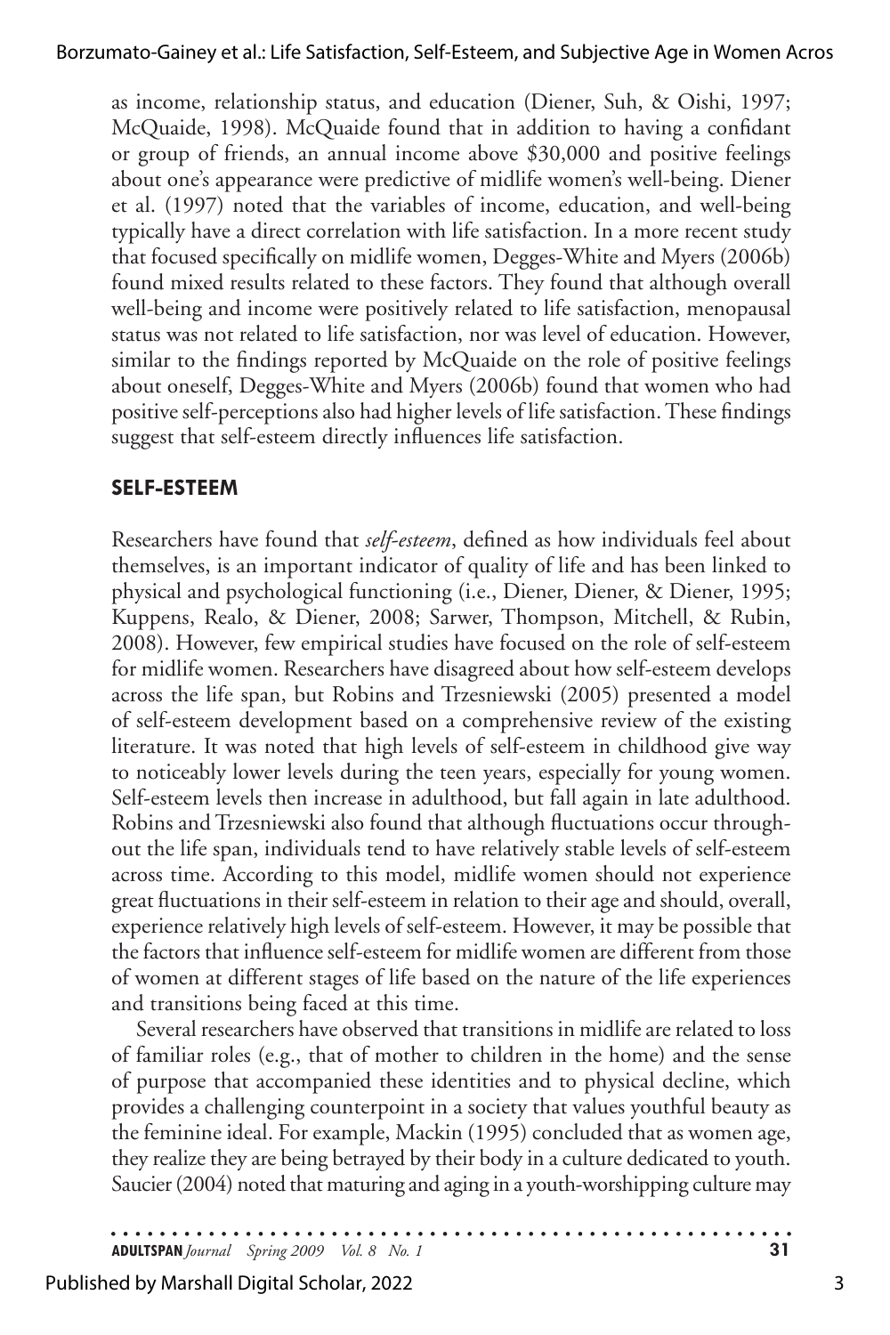as income, relationship status, and education (Diener, Suh, & Oishi, 1997; McQuaide, 1998). McQuaide found that in addition to having a confidant or group of friends, an annual income above $30,000 and positive feelings about one's appearance were predictive of midlife women's well-being. Diener et al. (1997) noted that the variables of income, education, and well-being typically have a direct correlation with life satisfaction. In a more recent study that focused specifically on midlife women, Degges-White and Myers (2006b) found mixed results related to these factors. They found that although overall well-being and income were positively related to life satisfaction, menopausal status was not related to life satisfaction, nor was level of education. However, similar to the findings reported by McQuaide on the role of positive feelings about oneself, Degges-White and Myers (2006b) found that women who had positive self-perceptions also had higher levels of life satisfaction. These findings suggest that self-esteem directly influences life satisfaction.

## SELF-ESTEEM

Researchers have found that *self-esteem*, defined as how individuals feel about themselves, is an important indicator of quality of life and has been linked to physical and psychological functioning (i.e., Diener, Diener, & Diener, 1995; Kuppens, Realo, & Diener, 2008; Sarwer, Thompson, Mitchell, & Rubin, 2008). However, few empirical studies have focused on the role of self-esteem for midlife women. Researchers have disagreed about how self-esteem develops across the life span, but Robins and Trzesniewski (2005) presented a model of self-esteem development based on a comprehensive review of the existing literature. It was noted that high levels of self-esteem in childhood give way to noticeably lower levels during the teen years, especially for young women. Self-esteem levels then increase in adulthood, but fall again in late adulthood. Robins and Trzesniewski also found that although fluctuations occur throughout the life span, individuals tend to have relatively stable levels of self-esteem across time. According to this model, midlife women should not experience great fluctuations in their self-esteem in relation to their age and should, overall, experience relatively high levels of self-esteem. However, it may be possible that the factors that influence self-esteem for midlife women are different from those of women at different stages of life based on the nature of the life experiences and transitions being faced at this time.

Several researchers have observed that transitions in midlife are related to loss of familiar roles (e.g., that of mother to children in the home) and the sense of purpose that accompanied these identities and to physical decline, which provides a challenging counterpoint in a society that values youthful beauty as the feminine ideal. For example, Mackin (1995) concluded that as women age, they realize they are being betrayed by their body in a culture dedicated to youth. Saucier (2004) noted that maturing and aging in a youth-worshipping culture may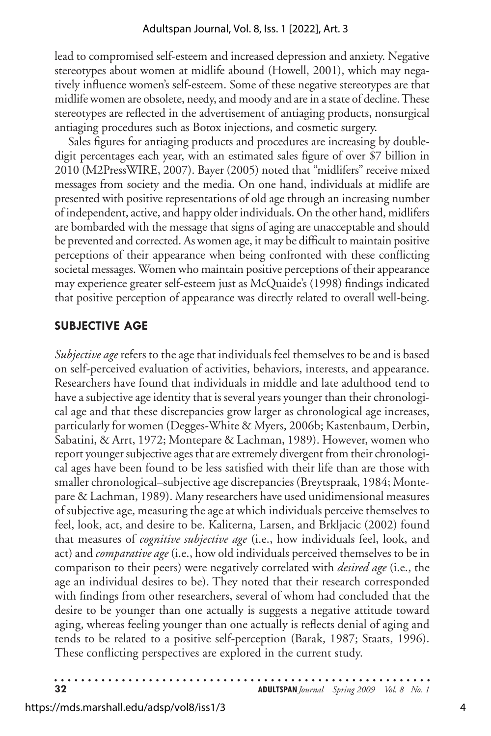lead to compromised self-esteem and increased depression and anxiety. Negative stereotypes about women at midlife abound (Howell, 2001), which may negatively influence women's self-esteem. Some of these negative stereotypes are that midlife women are obsolete, needy, and moody and are in a state of decline. These stereotypes are reflected in the advertisement of antiaging products, nonsurgical antiaging procedures such as Botox injections, and cosmetic surgery.

Sales figures for antiaging products and procedures are increasing by double-digit percentages each year, with an estimated sales figure of over $7 billion in 2010 (M2PressWIRE, 2007). Bayer (2005) noted that "midlifers" receive mixed messages from society and the media. On one hand, individuals at midlife are presented with positive representations of old age through an increasing number of independent, active, and happy older individuals. On the other hand, midlifers are bombarded with the message that signs of aging are unacceptable and should be prevented and corrected. As women age, it may be difficult to maintain positive perceptions of their appearance when being confronted with these conflicting societal messages. Women who maintain positive perceptions of their appearance may experience greater self-esteem just as McQuaide's (1998) findings indicated that positive perception of appearance was directly related to overall well-being.

## SUBJECTIVE AGE

*Subjective age* refers to the age that individuals feel themselves to be and is based on self-perceived evaluation of activities, behaviors, interests, and appearance. Researchers have found that individuals in middle and late adulthood tend to have a subjective age identity that is several years younger than their chronological age and that these discrepancies grow larger as chronological age increases, particularly for women (Degges-White & Myers, 2006b; Kastenbaum, Derbin, Sabatini, & Arrt, 1972; Montepare & Lachman, 1989). However, women who report younger subjective ages that are extremely divergent from their chronological ages have been found to be less satisfied with their life than are those with smaller chronological–subjective age discrepancies (Breytspraak, 1984; Montepare & Lachman, 1989). Many researchers have used unidimensional measures of subjective age, measuring the age at which individuals perceive themselves to feel, look, act, and desire to be. Kaliterna, Larsen, and Brkljacic (2002) found that measures of *cognitive subjective age* (i.e., how individuals feel, look, and act) and *comparative age* (i.e., how old individuals perceived themselves to be in comparison to their peers) were negatively correlated with *desired age* (i.e., the age an individual desires to be). They noted that their research corresponded with findings from other researchers, several of whom had concluded that the desire to be younger than one actually is suggests a negative attitude toward aging, whereas feeling younger than one actually is reflects denial of aging and tends to be related to a positive self-perception (Barak, 1987; Staats, 1996). These conflicting perspectives are explored in the current study.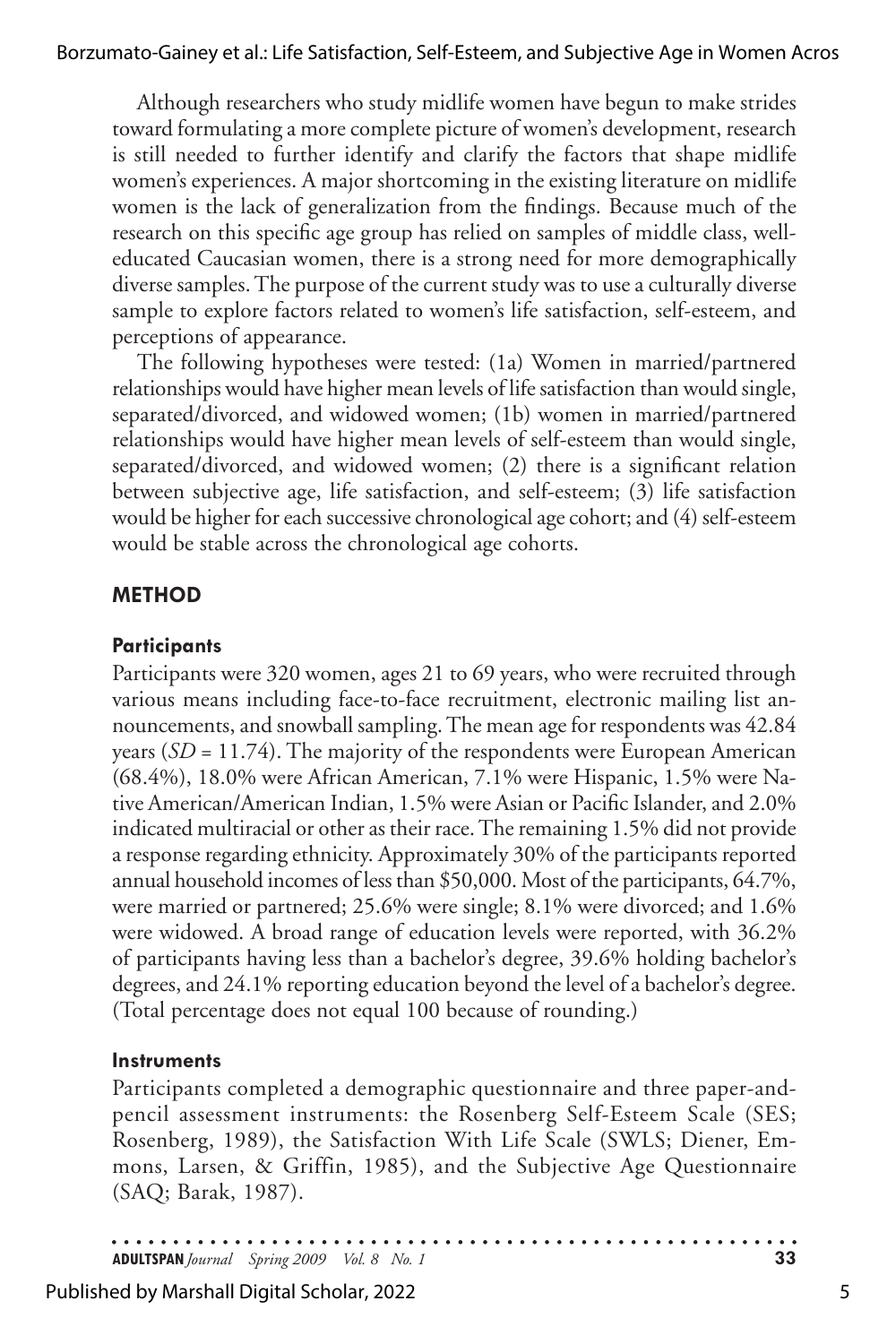Although researchers who study midlife women have begun to make strides toward formulating a more complete picture of women's development, research is still needed to further identify and clarify the factors that shape midlife women's experiences. A major shortcoming in the existing literature on midlife women is the lack of generalization from the findings. Because much of the research on this specific age group has relied on samples of middle class, well-educated Caucasian women, there is a strong need for more demographically diverse samples. The purpose of the current study was to use a culturally diverse sample to explore factors related to women's life satisfaction, self-esteem, and perceptions of appearance.

The following hypotheses were tested: (1a) Women in married/partnered relationships would have higher mean levels of life satisfaction than would single, separated/divorced, and widowed women; (1b) women in married/partnered relationships would have higher mean levels of self-esteem than would single, separated/divorced, and widowed women; (2) there is a significant relation between subjective age, life satisfaction, and self-esteem; (3) life satisfaction would be higher for each successive chronological age cohort; and (4) self-esteem would be stable across the chronological age cohorts.

## METHOD

### Participants

Participants were 320 women, ages 21 to 69 years, who were recruited through various means including face-to-face recruitment, electronic mailing list announcements, and snowball sampling. The mean age for respondents was 42.84 years (*SD* = 11.74). The majority of the respondents were European American (68.4%), 18.0% were African American, 7.1% were Hispanic, 1.5% were Native American/American Indian, 1.5% were Asian or Pacific Islander, and 2.0% indicated multiracial or other as their race. The remaining 1.5% did not provide a response regarding ethnicity. Approximately 30% of the participants reported annual household incomes of less than $50,000. Most of the participants, 64.7%, were married or partnered; 25.6% were single; 8.1% were divorced; and 1.6% were widowed. A broad range of education levels were reported, with 36.2% of participants having less than a bachelor's degree, 39.6% holding bachelor's degrees, and 24.1% reporting education beyond the level of a bachelor's degree. (Total percentage does not equal 100 because of rounding.)

### Instruments

Participants completed a demographic questionnaire and three paper-and-pencil assessment instruments: the Rosenberg Self-Esteem Scale (SES; Rosenberg, 1989), the Satisfaction With Life Scale (SWLS; Diener, Emmons, Larsen, & Griffin, 1985), and the Subjective Age Questionnaire (SAQ; Barak, 1987).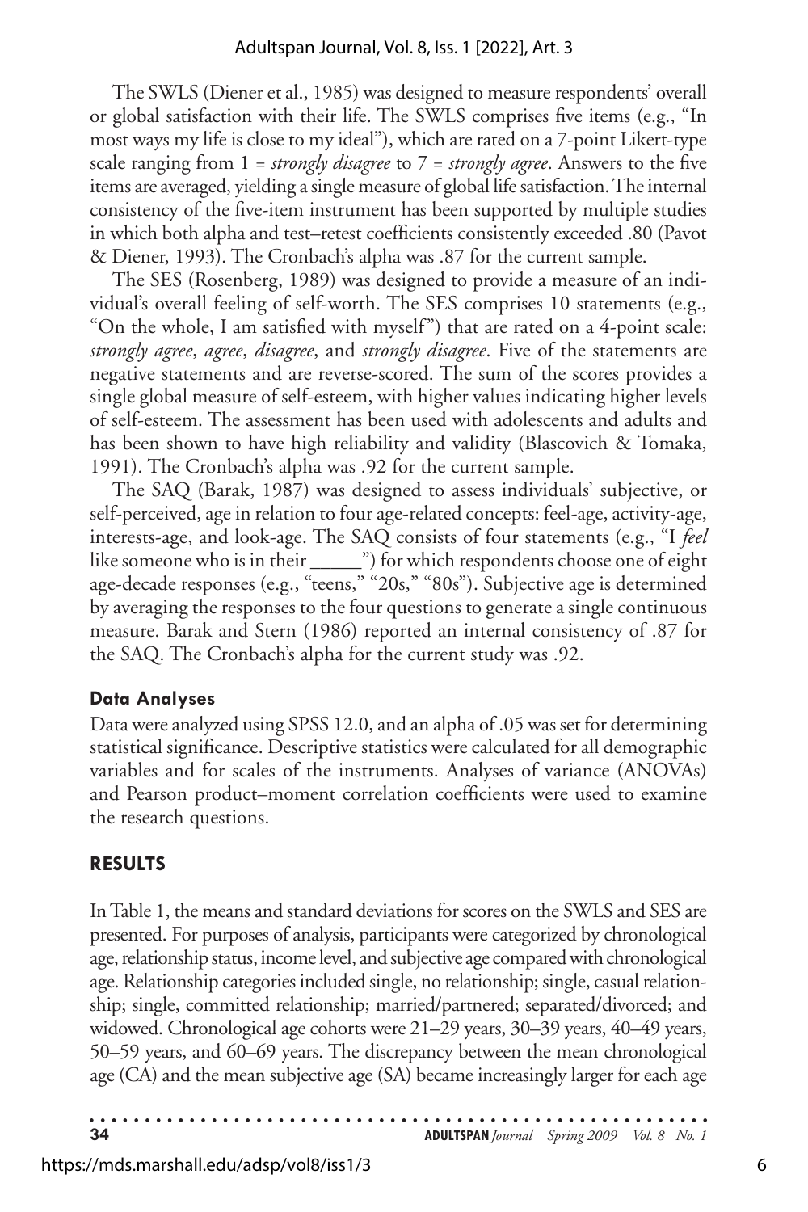The SWLS (Diener et al., 1985) was designed to measure respondents' overall or global satisfaction with their life. The SWLS comprises five items (e.g., "In most ways my life is close to my ideal"), which are rated on a 7-point Likert-type scale ranging from 1 = *strongly disagree* to 7 = *strongly agree*. Answers to the five items are averaged, yielding a single measure of global life satisfaction. The internal consistency of the five-item instrument has been supported by multiple studies in which both alpha and test–retest coefficients consistently exceeded .80 (Pavot & Diener, 1993). The Cronbach's alpha was .87 for the current sample.

The SES (Rosenberg, 1989) was designed to provide a measure of an individual's overall feeling of self-worth. The SES comprises 10 statements (e.g., "On the whole, I am satisfied with myself") that are rated on a 4-point scale: *strongly agree*, *agree*, *disagree*, and *strongly disagree*. Five of the statements are negative statements and are reverse-scored. The sum of the scores provides a single global measure of self-esteem, with higher values indicating higher levels of self-esteem. The assessment has been used with adolescents and adults and has been shown to have high reliability and validity (Blascovich & Tomaka, 1991). The Cronbach's alpha was .92 for the current sample.

The SAQ (Barak, 1987) was designed to assess individuals' subjective, or self-perceived, age in relation to four age-related concepts: feel-age, activity-age, interests-age, and look-age. The SAQ consists of four statements (e.g., "I *feel* like someone who is in their _____") for which respondents choose one of eight age-decade responses (e.g., "teens," "20s," "80s"). Subjective age is determined by averaging the responses to the four questions to generate a single continuous measure. Barak and Stern (1986) reported an internal consistency of .87 for the SAQ. The Cronbach's alpha for the current study was .92.

### Data Analyses

Data were analyzed using SPSS 12.0, and an alpha of .05 was set for determining statistical significance. Descriptive statistics were calculated for all demographic variables and for scales of the instruments. Analyses of variance (ANOVAs) and Pearson product–moment correlation coefficients were used to examine the research questions.

## RESULTS

In Table 1, the means and standard deviations for scores on the SWLS and SES are presented. For purposes of analysis, participants were categorized by chronological age, relationship status, income level, and subjective age compared with chronological age. Relationship categories included single, no relationship; single, casual relationship; single, committed relationship; married/partnered; separated/divorced; and widowed. Chronological age cohorts were 21–29 years, 30–39 years, 40–49 years, 50–59 years, and 60–69 years. The discrepancy between the mean chronological age (CA) and the mean subjective age (SA) became increasingly larger for each age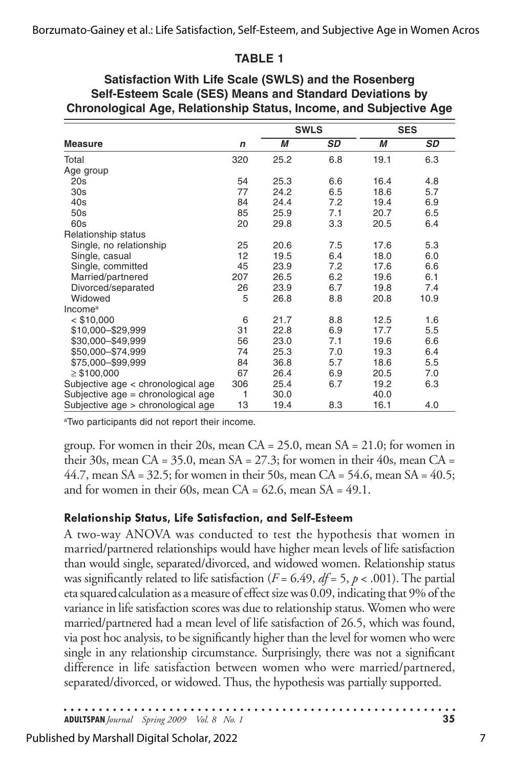**TABLE 1**

**Satisfaction With Life Scale (SWLS) and the Rosenberg Self-Esteem Scale (SES) Means and Standard Deviations by Chronological Age, Relationship Status, Income, and Subjective Age**

| | | SWLS | | SES | |
|---|---|---|---|---|---|
| **Measure** | ***n*** | ***M*** | ***SD*** | ***M*** | ***SD*** |
| Total | 320 | 25.2 | 6.8 | 19.1 | 6.3 |
| Age group | | | | | |
| 20s | 54 | 25.3 | 6.6 | 16.4 | 4.8 |
| 30s | 77 | 24.2 | 6.5 | 18.6 | 5.7 |
| 40s | 84 | 24.4 | 7.2 | 19.4 | 6.9 |
| 50s | 85 | 25.9 | 7.1 | 20.7 | 6.5 |
| 60s | 20 | 29.8 | 3.3 | 20.5 | 6.4 |
| Relationship status | | | | | |
| Single, no relationship | 25 | 20.6 | 7.5 | 17.6 | 5.3 |
| Single, casual | 12 | 19.5 | 6.4 | 18.0 | 6.0 |
| Single, committed | 45 | 23.9 | 7.2 | 17.6 | 6.6 |
| Married/partnered | 207 | 26.5 | 6.2 | 19.6 | 6.1 |
| Divorced/separated | 26 | 23.9 | 6.7 | 19.8 | 7.4 |
| Widowed | 5 | 26.8 | 8.8 | 20.8 | 10.9 |
| Income[a] | | | | | |
| < \$10,000 | 6 | 21.7 | 8.8 | 12.5 | 1.6 |
| \$10,000–\$29,999 | 31 | 22.8 | 6.9 | 17.7 | 5.5 |
| \$30,000–\$49,999 | 56 | 23.0 | 7.1 | 19.6 | 6.6 |
| \$50,000–\$74,999 | 74 | 25.3 | 7.0 | 19.3 | 6.4 |
| \$75,000–\$99,999 | 84 | 36.8 | 5.7 | 18.6 | 5.5 |
| ≥ \$100,000 | 67 | 26.4 | 6.9 | 20.5 | 7.0 |
| Subjective age < chronological age | 306 | 25.4 | 6.7 | 19.2 | 6.3 |
| Subjective age = chronological age | 1 | 30.0 | | 40.0 | |
| Subjective age > chronological age | 13 | 19.4 | 8.3 | 16.1 | 4.0 |

[a]Two participants did not report their income.

group. For women in their 20s, mean CA = 25.0, mean SA = 21.0; for women in their 30s, mean CA = 35.0, mean SA = 27.3; for women in their 40s, mean CA = 44.7, mean SA = 32.5; for women in their 50s, mean CA = 54.6, mean SA = 40.5; and for women in their 60s, mean CA = 62.6, mean SA = 49.1.

### Relationship Status, Life Satisfaction, and Self-Esteem

A two-way ANOVA was conducted to test the hypothesis that women in married/partnered relationships would have higher mean levels of life satisfaction than would single, separated/divorced, and widowed women. Relationship status was significantly related to life satisfaction ($F = 6.49$, $df = 5$, $p < .001$). The partial eta squared calculation as a measure of effect size was 0.09, indicating that 9% of the variance in life satisfaction scores was due to relationship status. Women who were married/partnered had a mean level of life satisfaction of 26.5, which was found, via post hoc analysis, to be significantly higher than the level for women who were single in any relationship circumstance. Surprisingly, there was not a significant difference in life satisfaction between women who were married/partnered, separated/divorced, or widowed. Thus, the hypothesis was partially supported.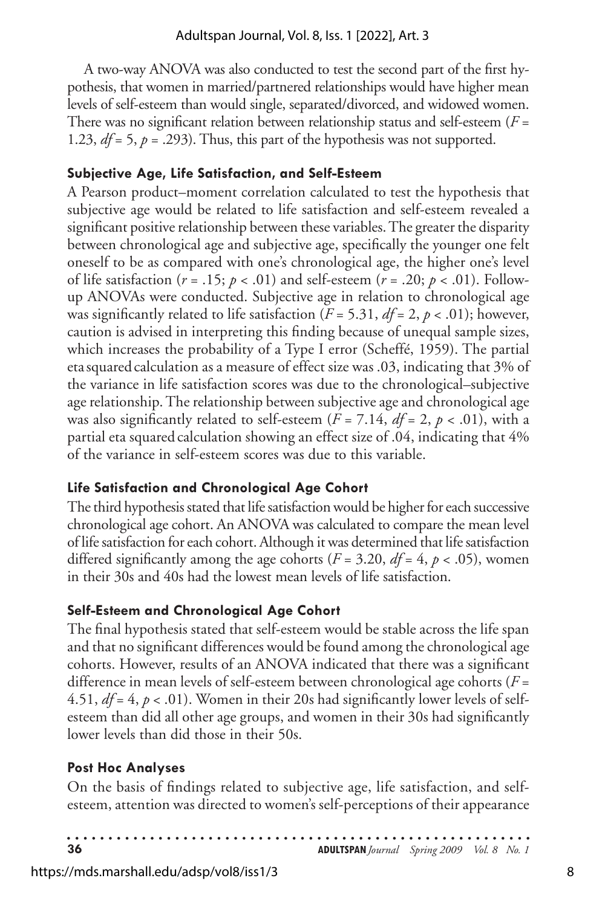A two-way ANOVA was also conducted to test the second part of the first hypothesis, that women in married/partnered relationships would have higher mean levels of self-esteem than would single, separated/divorced, and widowed women. There was no significant relation between relationship status and self-esteem ($F$ = 1.23, $df$ = 5, $p$ = .293). Thus, this part of the hypothesis was not supported.

### Subjective Age, Life Satisfaction, and Self-Esteem

A Pearson product–moment correlation calculated to test the hypothesis that subjective age would be related to life satisfaction and self-esteem revealed a significant positive relationship between these variables. The greater the disparity between chronological age and subjective age, specifically the younger one felt oneself to be as compared with one's chronological age, the higher one's level of life satisfaction ($r$ = .15; $p$ < .01) and self-esteem ($r$ = .20; $p$ < .01). Follow-up ANOVAs were conducted. Subjective age in relation to chronological age was significantly related to life satisfaction ($F$ = 5.31, $df$ = 2, $p$ < .01); however, caution is advised in interpreting this finding because of unequal sample sizes, which increases the probability of a Type I error (Scheffé, 1959). The partial eta squared calculation as a measure of effect size was .03, indicating that 3% of the variance in life satisfaction scores was due to the chronological–subjective age relationship. The relationship between subjective age and chronological age was also significantly related to self-esteem ($F$ = 7.14, $df$ = 2, $p$ < .01), with a partial eta squared calculation showing an effect size of .04, indicating that 4% of the variance in self-esteem scores was due to this variable.

### Life Satisfaction and Chronological Age Cohort

The third hypothesis stated that life satisfaction would be higher for each successive chronological age cohort. An ANOVA was calculated to compare the mean level of life satisfaction for each cohort. Although it was determined that life satisfaction differed significantly among the age cohorts ($F$ = 3.20, $df$ = 4, $p$ < .05), women in their 30s and 40s had the lowest mean levels of life satisfaction.

### Self-Esteem and Chronological Age Cohort

The final hypothesis stated that self-esteem would be stable across the life span and that no significant differences would be found among the chronological age cohorts. However, results of an ANOVA indicated that there was a significant difference in mean levels of self-esteem between chronological age cohorts ($F$ = 4.51, $df$ = 4, $p$ < .01). Women in their 20s had significantly lower levels of self-esteem than did all other age groups, and women in their 30s had significantly lower levels than did those in their 50s.

### Post Hoc Analyses

On the basis of findings related to subjective age, life satisfaction, and self-esteem, attention was directed to women's self-perceptions of their appearance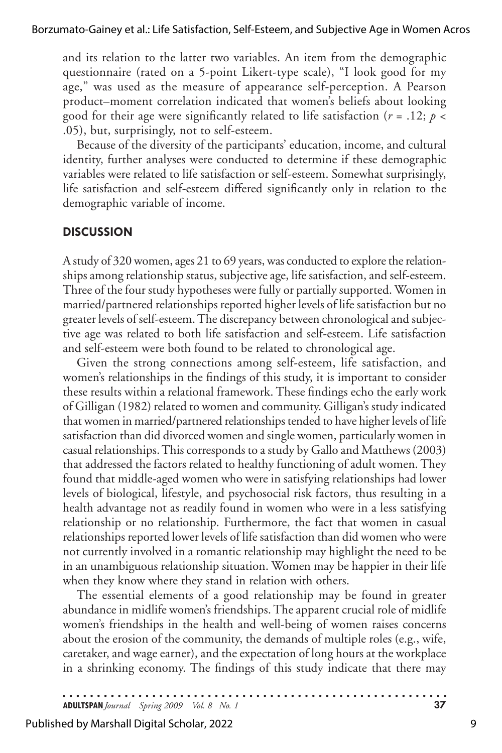and its relation to the latter two variables. An item from the demographic questionnaire (rated on a 5-point Likert-type scale), "I look good for my age," was used as the measure of appearance self-perception. A Pearson product–moment correlation indicated that women's beliefs about looking good for their age were significantly related to life satisfaction ($r = .12$; $p < .05$), but, surprisingly, not to self-esteem.

Because of the diversity of the participants' education, income, and cultural identity, further analyses were conducted to determine if these demographic variables were related to life satisfaction or self-esteem. Somewhat surprisingly, life satisfaction and self-esteem differed significantly only in relation to the demographic variable of income.

## DISCUSSION

A study of 320 women, ages 21 to 69 years, was conducted to explore the relationships among relationship status, subjective age, life satisfaction, and self-esteem. Three of the four study hypotheses were fully or partially supported. Women in married/partnered relationships reported higher levels of life satisfaction but no greater levels of self-esteem. The discrepancy between chronological and subjective age was related to both life satisfaction and self-esteem. Life satisfaction and self-esteem were both found to be related to chronological age.

Given the strong connections among self-esteem, life satisfaction, and women's relationships in the findings of this study, it is important to consider these results within a relational framework. These findings echo the early work of Gilligan (1982) related to women and community. Gilligan's study indicated that women in married/partnered relationships tended to have higher levels of life satisfaction than did divorced women and single women, particularly women in casual relationships. This corresponds to a study by Gallo and Matthews (2003) that addressed the factors related to healthy functioning of adult women. They found that middle-aged women who were in satisfying relationships had lower levels of biological, lifestyle, and psychosocial risk factors, thus resulting in a health advantage not as readily found in women who were in a less satisfying relationship or no relationship. Furthermore, the fact that women in casual relationships reported lower levels of life satisfaction than did women who were not currently involved in a romantic relationship may highlight the need to be in an unambiguous relationship situation. Women may be happier in their life when they know where they stand in relation with others.

The essential elements of a good relationship may be found in greater abundance in midlife women's friendships. The apparent crucial role of midlife women's friendships in the health and well-being of women raises concerns about the erosion of the community, the demands of multiple roles (e.g., wife, caretaker, and wage earner), and the expectation of long hours at the workplace in a shrinking economy. The findings of this study indicate that there may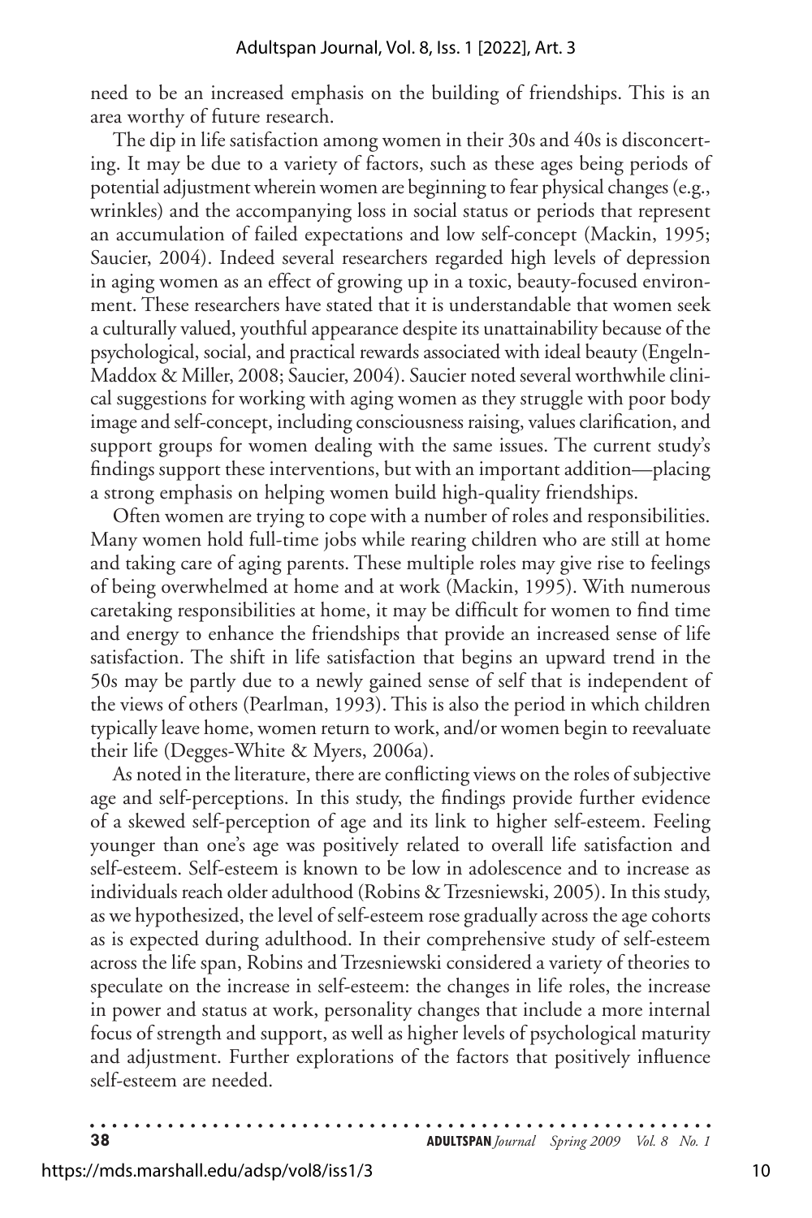need to be an increased emphasis on the building of friendships. This is an area worthy of future research.

The dip in life satisfaction among women in their 30s and 40s is disconcerting. It may be due to a variety of factors, such as these ages being periods of potential adjustment wherein women are beginning to fear physical changes (e.g., wrinkles) and the accompanying loss in social status or periods that represent an accumulation of failed expectations and low self-concept (Mackin, 1995; Saucier, 2004). Indeed several researchers regarded high levels of depression in aging women as an effect of growing up in a toxic, beauty-focused environment. These researchers have stated that it is understandable that women seek a culturally valued, youthful appearance despite its unattainability because of the psychological, social, and practical rewards associated with ideal beauty (Engeln-Maddox & Miller, 2008; Saucier, 2004). Saucier noted several worthwhile clinical suggestions for working with aging women as they struggle with poor body image and self-concept, including consciousness raising, values clarification, and support groups for women dealing with the same issues. The current study's findings support these interventions, but with an important addition—placing a strong emphasis on helping women build high-quality friendships.

Often women are trying to cope with a number of roles and responsibilities. Many women hold full-time jobs while rearing children who are still at home and taking care of aging parents. These multiple roles may give rise to feelings of being overwhelmed at home and at work (Mackin, 1995). With numerous caretaking responsibilities at home, it may be difficult for women to find time and energy to enhance the friendships that provide an increased sense of life satisfaction. The shift in life satisfaction that begins an upward trend in the 50s may be partly due to a newly gained sense of self that is independent of the views of others (Pearlman, 1993). This is also the period in which children typically leave home, women return to work, and/or women begin to reevaluate their life (Degges-White & Myers, 2006a).

As noted in the literature, there are conflicting views on the roles of subjective age and self-perceptions. In this study, the findings provide further evidence of a skewed self-perception of age and its link to higher self-esteem. Feeling younger than one's age was positively related to overall life satisfaction and self-esteem. Self-esteem is known to be low in adolescence and to increase as individuals reach older adulthood (Robins & Trzesniewski, 2005). In this study, as we hypothesized, the level of self-esteem rose gradually across the age cohorts as is expected during adulthood. In their comprehensive study of self-esteem across the life span, Robins and Trzesniewski considered a variety of theories to speculate on the increase in self-esteem: the changes in life roles, the increase in power and status at work, personality changes that include a more internal focus of strength and support, as well as higher levels of psychological maturity and adjustment. Further explorations of the factors that positively influence self-esteem are needed.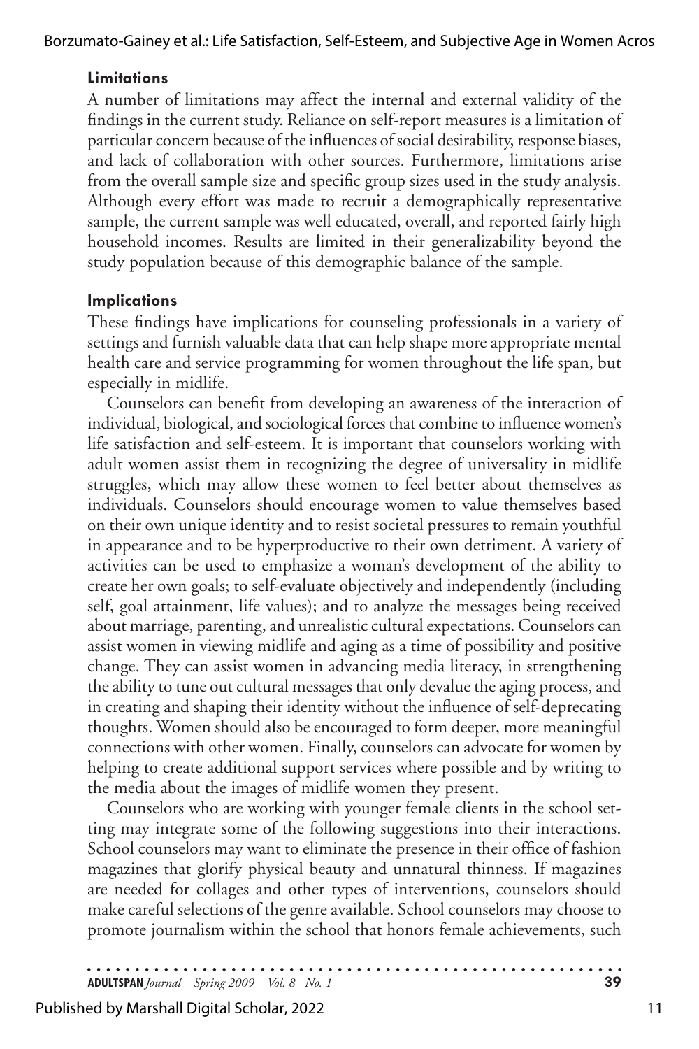### Limitations

A number of limitations may affect the internal and external validity of the findings in the current study. Reliance on self-report measures is a limitation of particular concern because of the influences of social desirability, response biases, and lack of collaboration with other sources. Furthermore, limitations arise from the overall sample size and specific group sizes used in the study analysis. Although every effort was made to recruit a demographically representative sample, the current sample was well educated, overall, and reported fairly high household incomes. Results are limited in their generalizability beyond the study population because of this demographic balance of the sample.

### Implications

These findings have implications for counseling professionals in a variety of settings and furnish valuable data that can help shape more appropriate mental health care and service programming for women throughout the life span, but especially in midlife.

Counselors can benefit from developing an awareness of the interaction of individual, biological, and sociological forces that combine to influence women's life satisfaction and self-esteem. It is important that counselors working with adult women assist them in recognizing the degree of universality in midlife struggles, which may allow these women to feel better about themselves as individuals. Counselors should encourage women to value themselves based on their own unique identity and to resist societal pressures to remain youthful in appearance and to be hyperproductive to their own detriment. A variety of activities can be used to emphasize a woman's development of the ability to create her own goals; to self-evaluate objectively and independently (including self, goal attainment, life values); and to analyze the messages being received about marriage, parenting, and unrealistic cultural expectations. Counselors can assist women in viewing midlife and aging as a time of possibility and positive change. They can assist women in advancing media literacy, in strengthening the ability to tune out cultural messages that only devalue the aging process, and in creating and shaping their identity without the influence of self-deprecating thoughts. Women should also be encouraged to form deeper, more meaningful connections with other women. Finally, counselors can advocate for women by helping to create additional support services where possible and by writing to the media about the images of midlife women they present.

Counselors who are working with younger female clients in the school setting may integrate some of the following suggestions into their interactions. School counselors may want to eliminate the presence in their office of fashion magazines that glorify physical beauty and unnatural thinness. If magazines are needed for collages and other types of interventions, counselors should make careful selections of the genre available. School counselors may choose to promote journalism within the school that honors female achievements, such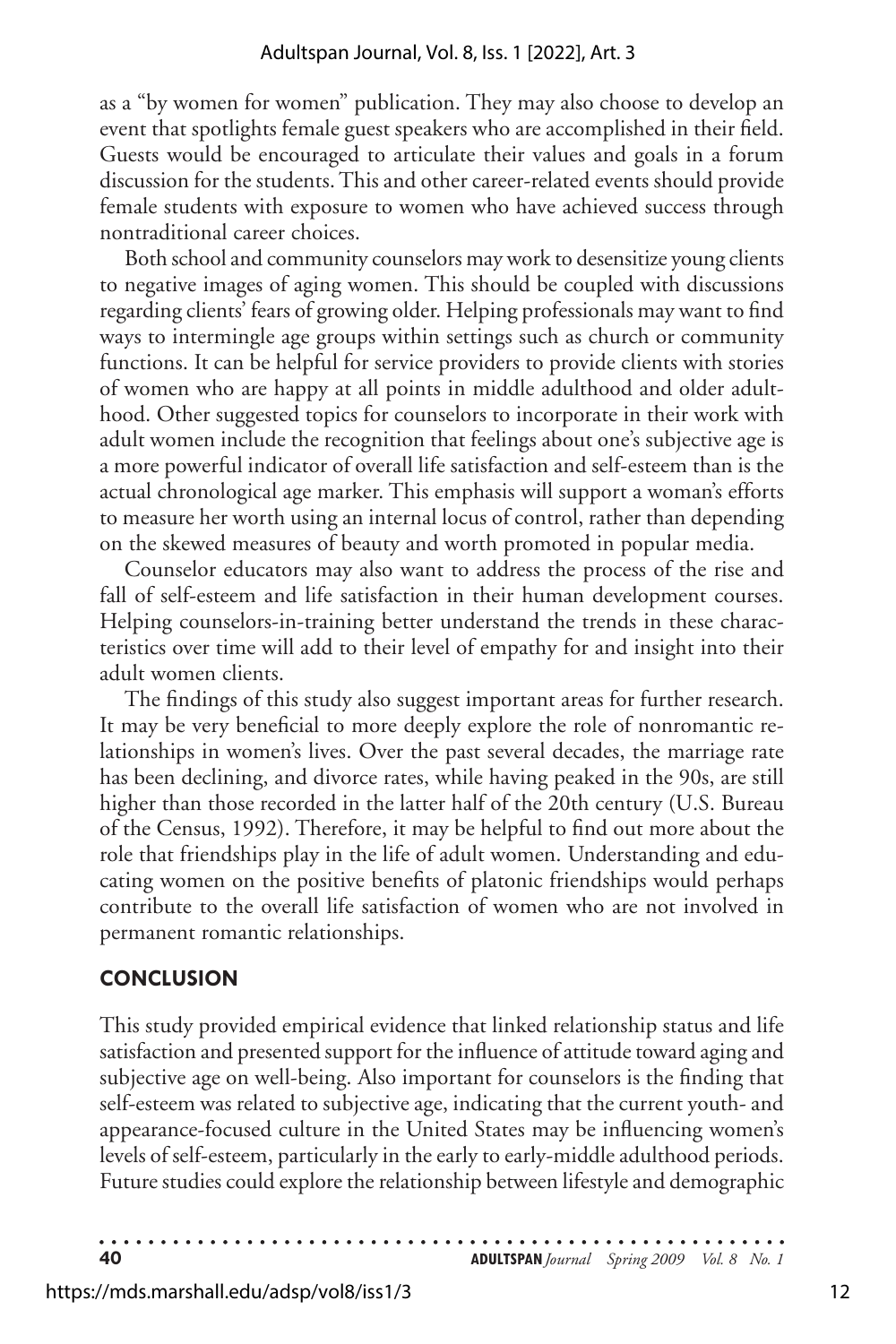as a "by women for women" publication. They may also choose to develop an event that spotlights female guest speakers who are accomplished in their field. Guests would be encouraged to articulate their values and goals in a forum discussion for the students. This and other career-related events should provide female students with exposure to women who have achieved success through nontraditional career choices.

Both school and community counselors may work to desensitize young clients to negative images of aging women. This should be coupled with discussions regarding clients' fears of growing older. Helping professionals may want to find ways to intermingle age groups within settings such as church or community functions. It can be helpful for service providers to provide clients with stories of women who are happy at all points in middle adulthood and older adulthood. Other suggested topics for counselors to incorporate in their work with adult women include the recognition that feelings about one's subjective age is a more powerful indicator of overall life satisfaction and self-esteem than is the actual chronological age marker. This emphasis will support a woman's efforts to measure her worth using an internal locus of control, rather than depending on the skewed measures of beauty and worth promoted in popular media.

Counselor educators may also want to address the process of the rise and fall of self-esteem and life satisfaction in their human development courses. Helping counselors-in-training better understand the trends in these characteristics over time will add to their level of empathy for and insight into their adult women clients.

The findings of this study also suggest important areas for further research. It may be very beneficial to more deeply explore the role of nonromantic relationships in women's lives. Over the past several decades, the marriage rate has been declining, and divorce rates, while having peaked in the 90s, are still higher than those recorded in the latter half of the 20th century (U.S. Bureau of the Census, 1992). Therefore, it may be helpful to find out more about the role that friendships play in the life of adult women. Understanding and educating women on the positive benefits of platonic friendships would perhaps contribute to the overall life satisfaction of women who are not involved in permanent romantic relationships.

## CONCLUSION

This study provided empirical evidence that linked relationship status and life satisfaction and presented support for the influence of attitude toward aging and subjective age on well-being. Also important for counselors is the finding that self-esteem was related to subjective age, indicating that the current youth- and appearance-focused culture in the United States may be influencing women's levels of self-esteem, particularly in the early to early-middle adulthood periods. Future studies could explore the relationship between lifestyle and demographic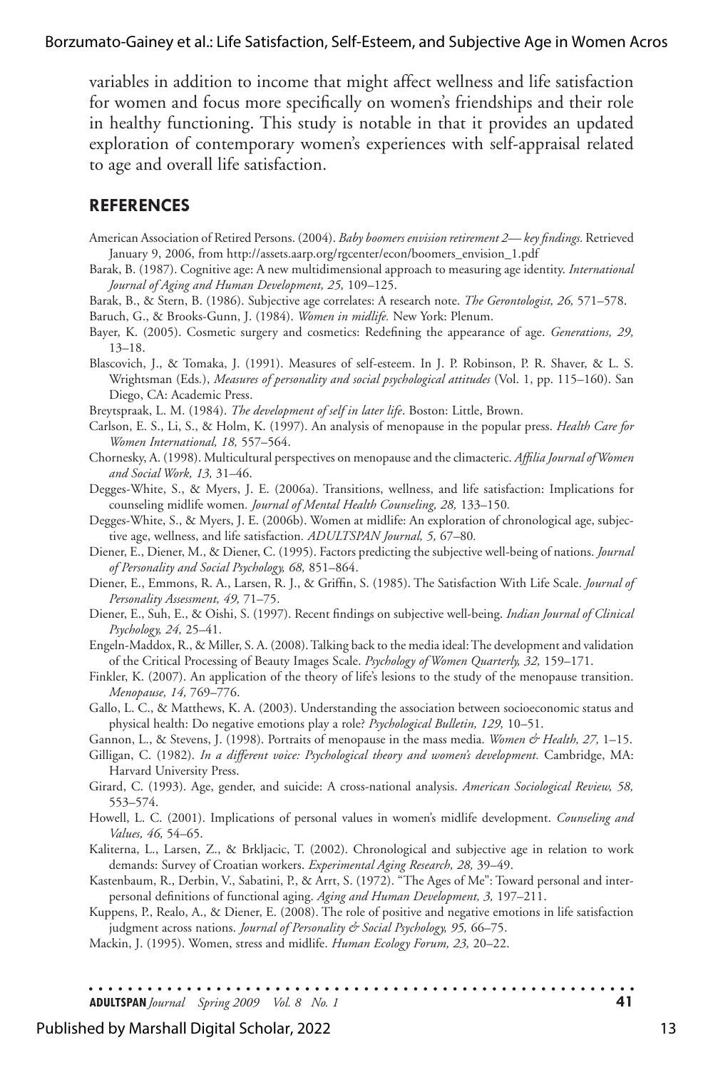variables in addition to income that might affect wellness and life satisfaction for women and focus more specifically on women's friendships and their role in healthy functioning. This study is notable in that it provides an updated exploration of contemporary women's experiences with self-appraisal related to age and overall life satisfaction.

## REFERENCES

American Association of Retired Persons. (2004). *Baby boomers envision retirement 2— key findings.* Retrieved January 9, 2006, from http://assets.aarp.org/rgcenter/econ/boomers_envision_1.pdf

Barak, B. (1987). Cognitive age: A new multidimensional approach to measuring age identity. *International Journal of Aging and Human Development, 25,* 109–125.

Barak, B., & Stern, B. (1986). Subjective age correlates: A research note. *The Gerontologist, 26,* 571–578.

Baruch, G., & Brooks-Gunn, J. (1984). *Women in midlife.* New York: Plenum.

Bayer, K. (2005). Cosmetic surgery and cosmetics: Redefining the appearance of age. *Generations, 29,* 13–18.

Blascovich, J., & Tomaka, J. (1991). Measures of self-esteem. In J. P. Robinson, P. R. Shaver, & L. S. Wrightsman (Eds.), *Measures of personality and social psychological attitudes* (Vol. 1, pp. 115–160). San Diego, CA: Academic Press.

Breytspraak, L. M. (1984). *The development of self in later life*. Boston: Little, Brown.

Carlson, E. S., Li, S., & Holm, K. (1997). An analysis of menopause in the popular press. *Health Care for Women International, 18,* 557–564.

Chornesky, A. (1998). Multicultural perspectives on menopause and the climacteric. *Affilia Journal of Women and Social Work, 13,* 31–46.

Degges-White, S., & Myers, J. E. (2006a). Transitions, wellness, and life satisfaction: Implications for counseling midlife women. *Journal of Mental Health Counseling, 28,* 133–150.

Degges-White, S., & Myers, J. E. (2006b). Women at midlife: An exploration of chronological age, subjective age, wellness, and life satisfaction. *ADULTSPAN Journal, 5,* 67–80.

Diener, E., Diener, M., & Diener, C. (1995). Factors predicting the subjective well-being of nations. *Journal of Personality and Social Psychology, 68,* 851–864.

Diener, E., Emmons, R. A., Larsen, R. J., & Griffin, S. (1985). The Satisfaction With Life Scale. *Journal of Personality Assessment, 49,* 71–75.

Diener, E., Suh, E., & Oishi, S. (1997). Recent findings on subjective well-being. *Indian Journal of Clinical Psychology, 24,* 25–41.

Engeln-Maddox, R., & Miller, S. A. (2008). Talking back to the media ideal: The development and validation of the Critical Processing of Beauty Images Scale. *Psychology of Women Quarterly, 32,* 159–171.

Finkler, K. (2007). An application of the theory of life's lesions to the study of the menopause transition. *Menopause, 14,* 769–776.

Gallo, L. C., & Matthews, K. A. (2003). Understanding the association between socioeconomic status and physical health: Do negative emotions play a role? *Psychological Bulletin, 129,* 10–51.

Gannon, L., & Stevens, J. (1998). Portraits of menopause in the mass media. *Women & Health, 27,* 1–15.

Gilligan, C. (1982). *In a different voice: Psychological theory and women's development.* Cambridge, MA: Harvard University Press.

Girard, C. (1993). Age, gender, and suicide: A cross-national analysis. *American Sociological Review, 58,* 553–574.

Howell, L. C. (2001). Implications of personal values in women's midlife development. *Counseling and Values, 46,* 54–65.

Kaliterna, L., Larsen, Z., & Brkljacic, T. (2002). Chronological and subjective age in relation to work demands: Survey of Croatian workers. *Experimental Aging Research, 28,* 39–49.

Kastenbaum, R., Derbin, V., Sabatini, P., & Arrt, S. (1972). "The Ages of Me": Toward personal and interpersonal definitions of functional aging. *Aging and Human Development, 3,* 197–211.

Kuppens, P., Realo, A., & Diener, E. (2008). The role of positive and negative emotions in life satisfaction judgment across nations. *Journal of Personality & Social Psychology, 95,* 66–75.

Mackin, J. (1995). Women, stress and midlife. *Human Ecology Forum, 23,* 20–22.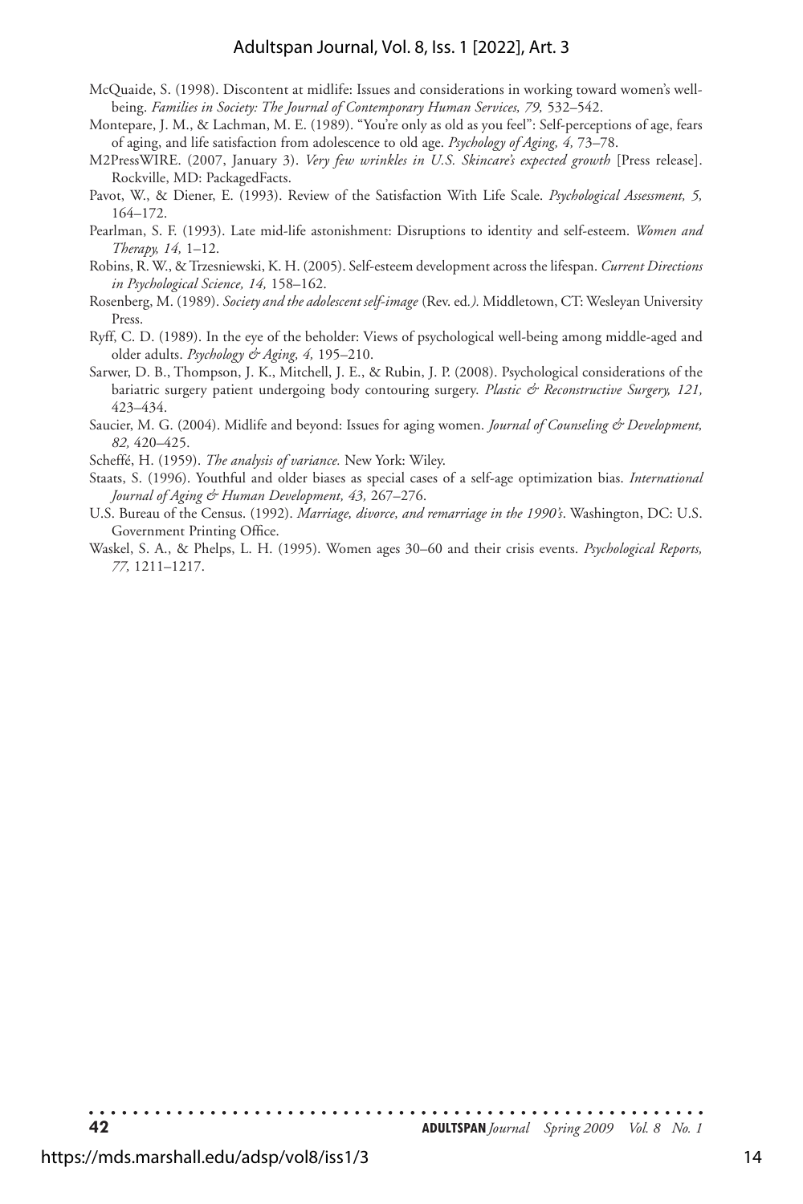McQuaide, S. (1998). Discontent at midlife: Issues and considerations in working toward women's well-being. *Families in Society: The Journal of Contemporary Human Services, 79,* 532–542.

Montepare, J. M., & Lachman, M. E. (1989). "You're only as old as you feel": Self-perceptions of age, fears of aging, and life satisfaction from adolescence to old age. *Psychology of Aging, 4,* 73–78.

M2PressWIRE. (2007, January 3). *Very few wrinkles in U.S. Skincare's expected growth* [Press release]. Rockville, MD: PackagedFacts.

Pavot, W., & Diener, E. (1993). Review of the Satisfaction With Life Scale. *Psychological Assessment, 5,* 164–172.

Pearlman, S. F. (1993). Late mid-life astonishment: Disruptions to identity and self-esteem. *Women and Therapy, 14,* 1–12.

Robins, R. W., & Trzesniewski, K. H. (2005). Self-esteem development across the lifespan. *Current Directions in Psychological Science, 14,* 158–162.

Rosenberg, M. (1989). *Society and the adolescent self-image* (Rev. ed*.).* Middletown, CT: Wesleyan University Press.

Ryff, C. D. (1989). In the eye of the beholder: Views of psychological well-being among middle-aged and older adults. *Psychology & Aging, 4,* 195–210.

Sarwer, D. B., Thompson, J. K., Mitchell, J. E., & Rubin, J. P. (2008). Psychological considerations of the bariatric surgery patient undergoing body contouring surgery. *Plastic & Reconstructive Surgery, 121,* 423–434.

Saucier, M. G. (2004). Midlife and beyond: Issues for aging women. *Journal of Counseling & Development, 82,* 420–425.

Scheffé, H. (1959). *The analysis of variance.* New York: Wiley.

Staats, S. (1996). Youthful and older biases as special cases of a self-age optimization bias. *International Journal of Aging & Human Development, 43,* 267–276.

U.S. Bureau of the Census. (1992). *Marriage, divorce, and remarriage in the 1990's*. Washington, DC: U.S. Government Printing Office.

Waskel, S. A., & Phelps, L. H. (1995). Women ages 30–60 and their crisis events. *Psychological Reports, 77,* 1211–1217.